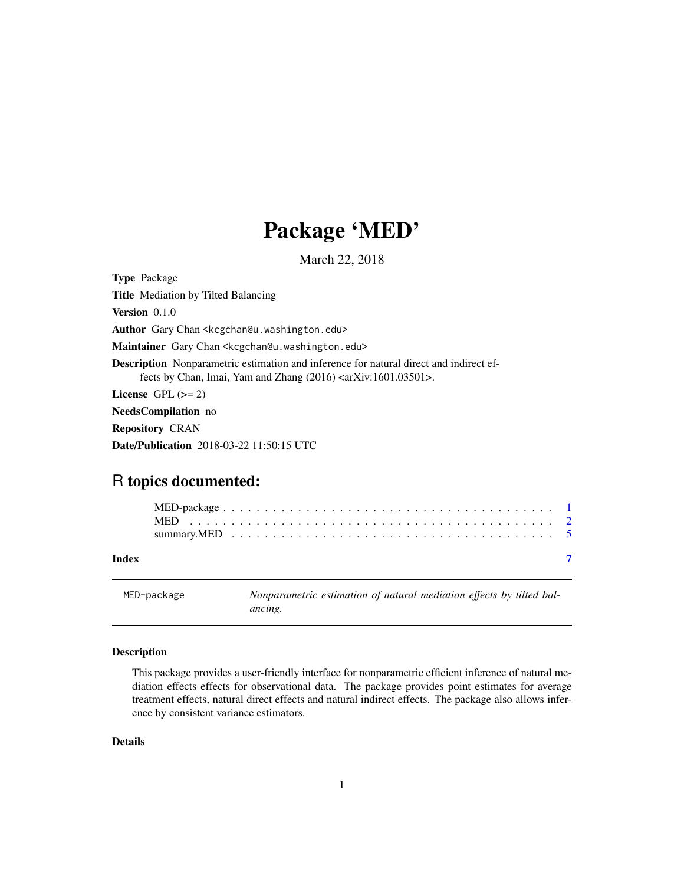# Package 'MED'

March 22, 2018

**Type** Package

**Title** Mediation by Tilted Balancing

**Version** 0.1.0

**Author** Gary Chan <kcgchan@u.washington.edu>

**Maintainer** Gary Chan <kcgchan@u.washington.edu>

**Description** Nonparametric estimation and inference for natural direct and indirect effects by Chan, Imai, Yam and Zhang (2016) <arXiv:1601.03501>.

**License** GPL (>= 2)

**NeedsCompilation** no

**Repository** CRAN

**Date/Publication** 2018-03-22 11:50:15 UTC

## R topics documented:

| | |
|---|---|
| MED-package | 1 |
| MED | 2 |
| summary.MED | 5 |
| **Index** | **7** |

---

MED-package — *Nonparametric estimation of natural mediation effects by tilted balancing.*

---

### Description

This package provides a user-friendly interface for nonparametric efficient inference of natural mediation effects effects for observational data. The package provides point estimates for average treatment effects, natural direct effects and natural indirect effects. The package also allows inference by consistent variance estimators.

### Details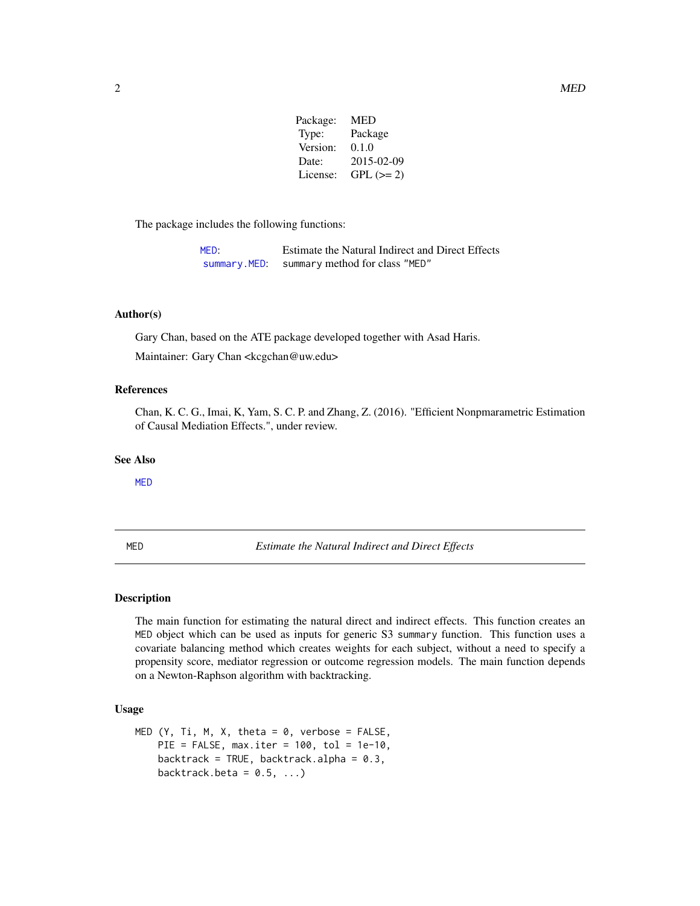| | |
|---|---|
| Package: | MED |
| Type: | Package |
| Version: | 0.1.0 |
| Date: | 2015-02-09 |
| License: | GPL (>= 2) |

The package includes the following functions:

| | |
|---|---|
| `MED`: | Estimate the Natural Indirect and Direct Effects |
| `summary.MED`: | `summary` method for class `"MED"` |

### Author(s)

Gary Chan, based on the ATE package developed together with Asad Haris.

Maintainer: Gary Chan <kcgchan@uw.edu>

### References

Chan, K. C. G., Imai, K, Yam, S. C. P. and Zhang, Z. (2016). "Efficient Nonpmarametric Estimation of Causal Mediation Effects.", under review.

### See Also

`MED`

---

## MED — *Estimate the Natural Indirect and Direct Effects*

---

### Description

The main function for estimating the natural direct and indirect effects. This function creates an `MED` object which can be used as inputs for generic S3 `summary` function. This function uses a covariate balancing method which creates weights for each subject, without a need to specify a propensity score, mediator regression or outcome regression models. The main function depends on a Newton-Raphson algorithm with backtracking.

### Usage

```
MED (Y, Ti, M, X, theta = 0, verbose = FALSE,
    PIE = FALSE, max.iter = 100, tol = 1e-10,
    backtrack = TRUE, backtrack.alpha = 0.3,
    backtrack.beta = 0.5, ...)
```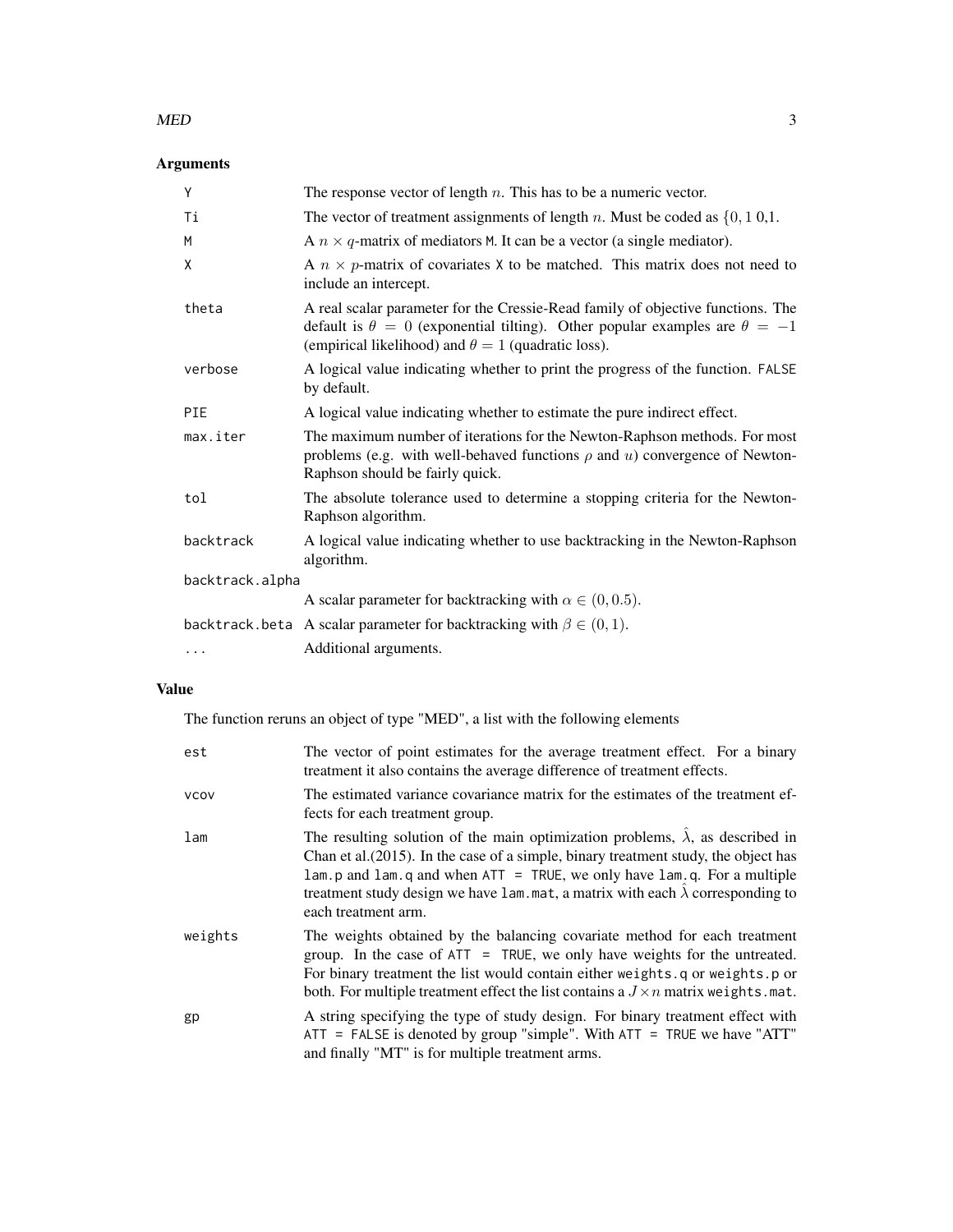## Arguments

| | |
|---|---|
| Y | The response vector of length $n$. This has to be a numeric vector. |
| Ti | The vector of treatment assignments of length $n$. Must be coded as $\{0, 1$ 0,1. |
| M | A $n \times q$-matrix of mediators M. It can be a vector (a single mediator). |
| X | A $n \times p$-matrix of covariates X to be matched. This matrix does not need to include an intercept. |
| theta | A real scalar parameter for the Cressie-Read family of objective functions. The default is $\theta = 0$ (exponential tilting). Other popular examples are $\theta = -1$ (empirical likelihood) and $\theta = 1$ (quadratic loss). |
| verbose | A logical value indicating whether to print the progress of the function. FALSE by default. |
| PIE | A logical value indicating whether to estimate the pure indirect effect. |
| max.iter | The maximum number of iterations for the Newton-Raphson methods. For most problems (e.g. with well-behaved functions $\rho$ and $u$) convergence of Newton-Raphson should be fairly quick. |
| tol | The absolute tolerance used to determine a stopping criteria for the Newton-Raphson algorithm. |
| backtrack | A logical value indicating whether to use backtracking in the Newton-Raphson algorithm. |
| backtrack.alpha | A scalar parameter for backtracking with $\alpha \in (0, 0.5)$. |
| backtrack.beta | A scalar parameter for backtracking with $\beta \in (0, 1)$. |
| ... | Additional arguments. |

## Value

The function reruns an object of type "MED", a list with the following elements

| | |
|---|---|
| est | The vector of point estimates for the average treatment effect. For a binary treatment it also contains the average difference of treatment effects. |
| vcov | The estimated variance covariance matrix for the estimates of the treatment effects for each treatment group. |
| lam | The resulting solution of the main optimization problems, $\hat{\lambda}$, as described in Chan et al.(2015). In the case of a simple, binary treatment study, the object has lam.p and lam.q and when ATT = TRUE, we only have lam.q. For a multiple treatment study design we have lam.mat, a matrix with each $\hat{\lambda}$ corresponding to each treatment arm. |
| weights | The weights obtained by the balancing covariate method for each treatment group. In the case of ATT = TRUE, we only have weights for the untreated. For binary treatment the list would contain either weights.q or weights.p or both. For multiple treatment effect the list contains a $J \times n$ matrix weights.mat. |
| gp | A string specifying the type of study design. For binary treatment effect with ATT = FALSE is denoted by group "simple". With ATT = TRUE we have "ATT" and finally "MT" is for multiple treatment arms. |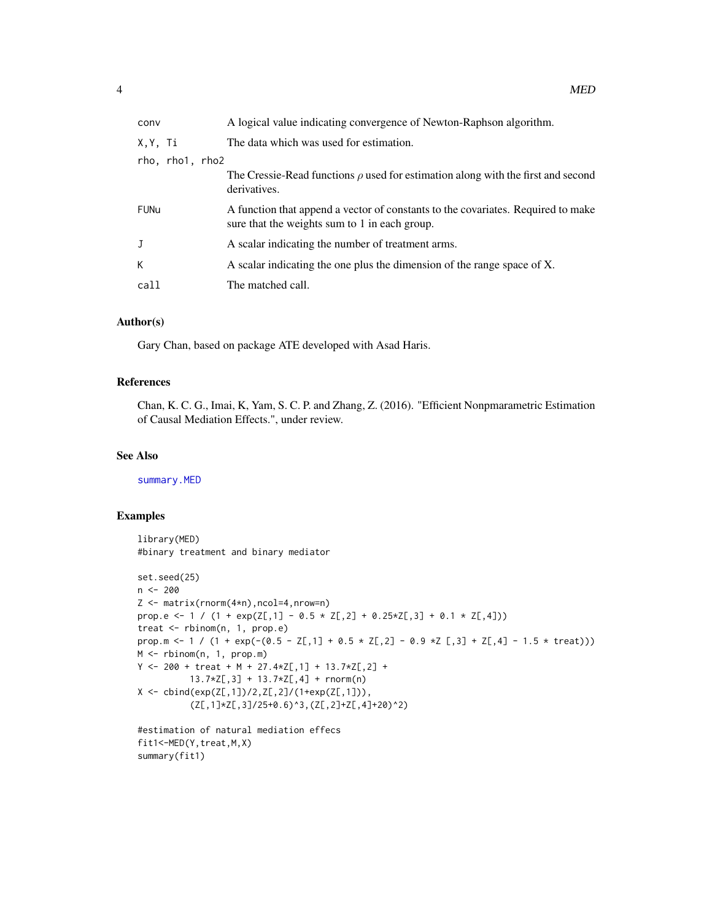| | |
|---|---|
| conv | A logical value indicating convergence of Newton-Raphson algorithm. |
| X,Y, Ti | The data which was used for estimation. |
| rho, rho1, rho2 | The Cressie-Read functions $\rho$ used for estimation along with the first and second derivatives. |
| FUNu | A function that append a vector of constants to the covariates. Required to make sure that the weights sum to 1 in each group. |
| J | A scalar indicating the number of treatment arms. |
| K | A scalar indicating the one plus the dimension of the range space of X. |
| call | The matched call. |

### Author(s)

Gary Chan, based on package ATE developed with Asad Haris.

### References

Chan, K. C. G., Imai, K, Yam, S. C. P. and Zhang, Z. (2016). "Efficient Nonpmarametric Estimation of Causal Mediation Effects.", under review.

### See Also

summary.MED

### Examples

```
library(MED)
#binary treatment and binary mediator

set.seed(25)
n <- 200
Z <- matrix(rnorm(4*n),ncol=4,nrow=n)
prop.e <- 1 / (1 + exp(Z[,1] - 0.5 * Z[,2] + 0.25*Z[,3] + 0.1 * Z[,4]))
treat <- rbinom(n, 1, prop.e)
prop.m <- 1 / (1 + exp(-(0.5 - Z[,1] + 0.5 * Z[,2] - 0.9 *Z [,3] + Z[,4] - 1.5 * treat)))
M <- rbinom(n, 1, prop.m)
Y <- 200 + treat + M + 27.4*Z[,1] + 13.7*Z[,2] +
          13.7*Z[,3] + 13.7*Z[,4] + rnorm(n)
X <- cbind(exp(Z[,1])/2,Z[,2]/(1+exp(Z[,1])),
          (Z[,1]*Z[,3]/25+0.6)^3,(Z[,2]+Z[,4]+20)^2)

#estimation of natural mediation effecs
fit1<-MED(Y,treat,M,X)
summary(fit1)
```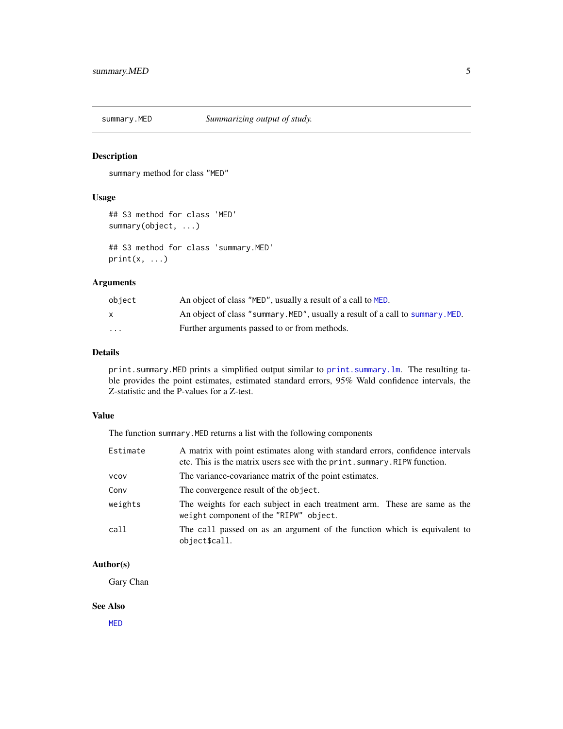# summary.MED *Summarizing output of study.*

## Description

summary method for class "MED"

## Usage

```
## S3 method for class 'MED'
summary(object, ...)

## S3 method for class 'summary.MED'
print(x, ...)
```

## Arguments

| | |
|---|---|
| object | An object of class "MED", usually a result of a call to MED. |
| x | An object of class "summary.MED", usually a result of a call to summary.MED. |
| ... | Further arguments passed to or from methods. |

## Details

print.summary.MED prints a simplified output similar to print.summary.lm. The resulting table provides the point estimates, estimated standard errors, 95% Wald confidence intervals, the Z-statistic and the P-values for a Z-test.

## Value

The function summary.MED returns a list with the following components

| | |
|---|---|
| Estimate | A matrix with point estimates along with standard errors, confidence intervals etc. This is the matrix users see with the print.summary.RIPW function. |
| vcov | The variance-covariance matrix of the point estimates. |
| Conv | The convergence result of the object. |
| weights | The weights for each subject in each treatment arm. These are same as the weight component of the "RIPW" object. |
| call | The call passed on as an argument of the function which is equivalent to object$call. |

## Author(s)

Gary Chan

## See Also

MED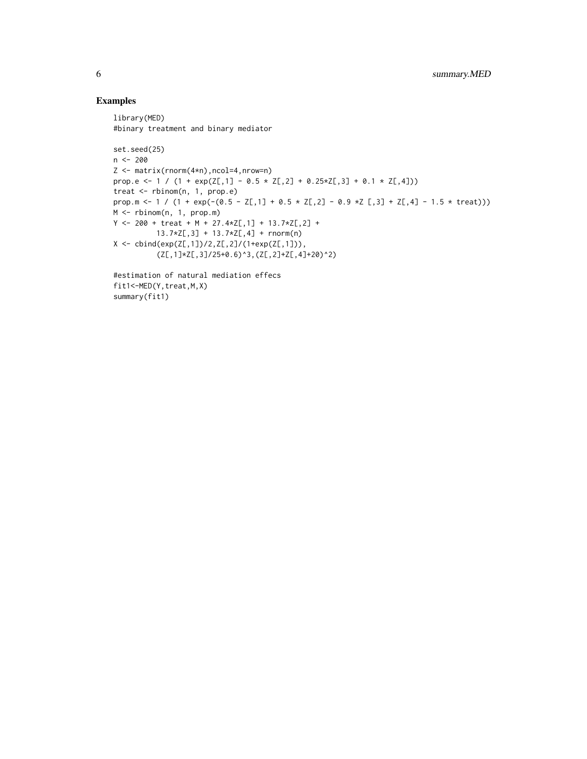## Examples

```
library(MED)
#binary treatment and binary mediator

set.seed(25)
n <- 200
Z <- matrix(rnorm(4*n),ncol=4,nrow=n)
prop.e <- 1 / (1 + exp(Z[,1] - 0.5 * Z[,2] + 0.25*Z[,3] + 0.1 * Z[,4]))
treat <- rbinom(n, 1, prop.e)
prop.m <- 1 / (1 + exp(-(0.5 - Z[,1] + 0.5 * Z[,2] - 0.9 *Z [,3] + Z[,4] - 1.5 * treat)))
M <- rbinom(n, 1, prop.m)
Y <- 200 + treat + M + 27.4*Z[,1] + 13.7*Z[,2] +
          13.7*Z[,3] + 13.7*Z[,4] + rnorm(n)
X <- cbind(exp(Z[,1])/2,Z[,2]/(1+exp(Z[,1])),
          (Z[,1]*Z[,3]/25+0.6)^3,(Z[,2]+Z[,4]+20)^2)

#estimation of natural mediation effecs
fit1<-MED(Y,treat,M,X)
summary(fit1)
```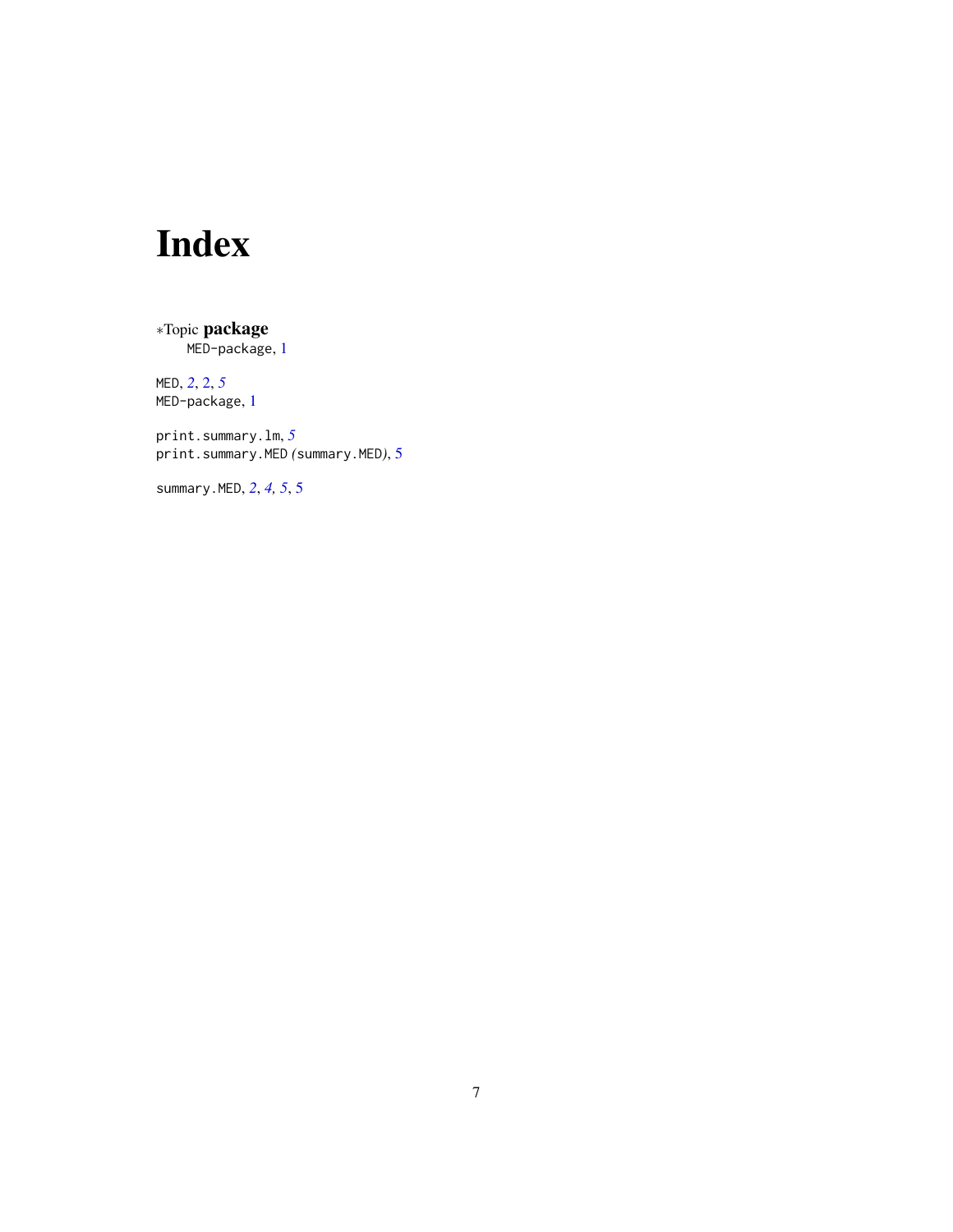# Index

∗Topic **package**
    MED-package, 1

MED, *2*, 2, *5*
MED-package, 1

print.summary.lm, *5*
print.summary.MED *(*summary.MED*)*, 5

summary.MED, *2*, *4, 5*, 5